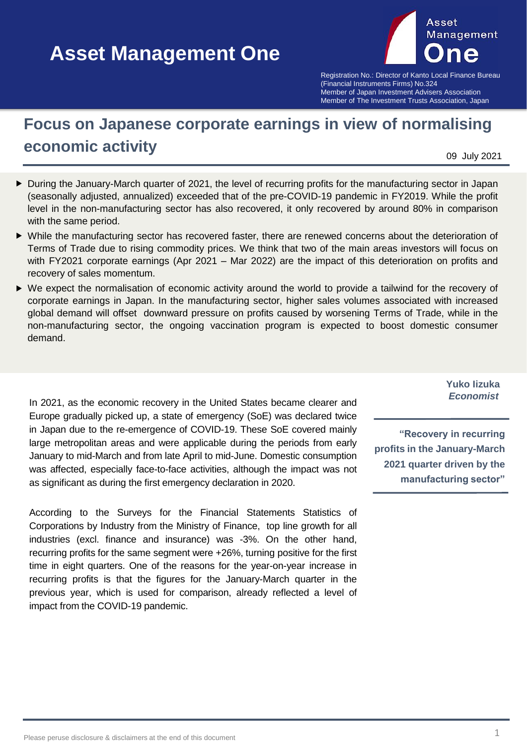# Asset Management One

Registration No.: Director of Kanto Local Finance Bureau (Financial Instruments Firms) No.324
Member of Japan Investment Advisers Association
Member of The Investment Trusts Association, Japan

## Focus on Japanese corporate earnings in view of normalising economic activity

09 July 2021

- During the January-March quarter of 2021, the level of recurring profits for the manufacturing sector in Japan (seasonally adjusted, annualized) exceeded that of the pre-COVID-19 pandemic in FY2019. While the profit level in the non-manufacturing sector has also recovered, it only recovered by around 80% in comparison with the same period.
- While the manufacturing sector has recovered faster, there are renewed concerns about the deterioration of Terms of Trade due to rising commodity prices. We think that two of the main areas investors will focus on with FY2021 corporate earnings (Apr 2021 – Mar 2022) are the impact of this deterioration on profits and recovery of sales momentum.
- We expect the normalisation of economic activity around the world to provide a tailwind for the recovery of corporate earnings in Japan. In the manufacturing sector, higher sales volumes associated with increased global demand will offset downward pressure on profits caused by worsening Terms of Trade, while in the non-manufacturing sector, the ongoing vaccination program is expected to boost domestic consumer demand.

**Yuko Iizuka**
***Economist***

**"Recovery in recurring profits in the January-March 2021 quarter driven by the manufacturing sector"**

In 2021, as the economic recovery in the United States became clearer and Europe gradually picked up, a state of emergency (SoE) was declared twice in Japan due to the re-emergence of COVID-19. These SoE covered mainly large metropolitan areas and were applicable during the periods from early January to mid-March and from late April to mid-June. Domestic consumption was affected, especially face-to-face activities, although the impact was not as significant as during the first emergency declaration in 2020.

According to the Surveys for the Financial Statements Statistics of Corporations by Industry from the Ministry of Finance, top line growth for all industries (excl. finance and insurance) was -3%. On the other hand, recurring profits for the same segment were +26%, turning positive for the first time in eight quarters. One of the reasons for the year-on-year increase in recurring profits is that the figures for the January-March quarter in the previous year, which is used for comparison, already reflected a level of impact from the COVID-19 pandemic.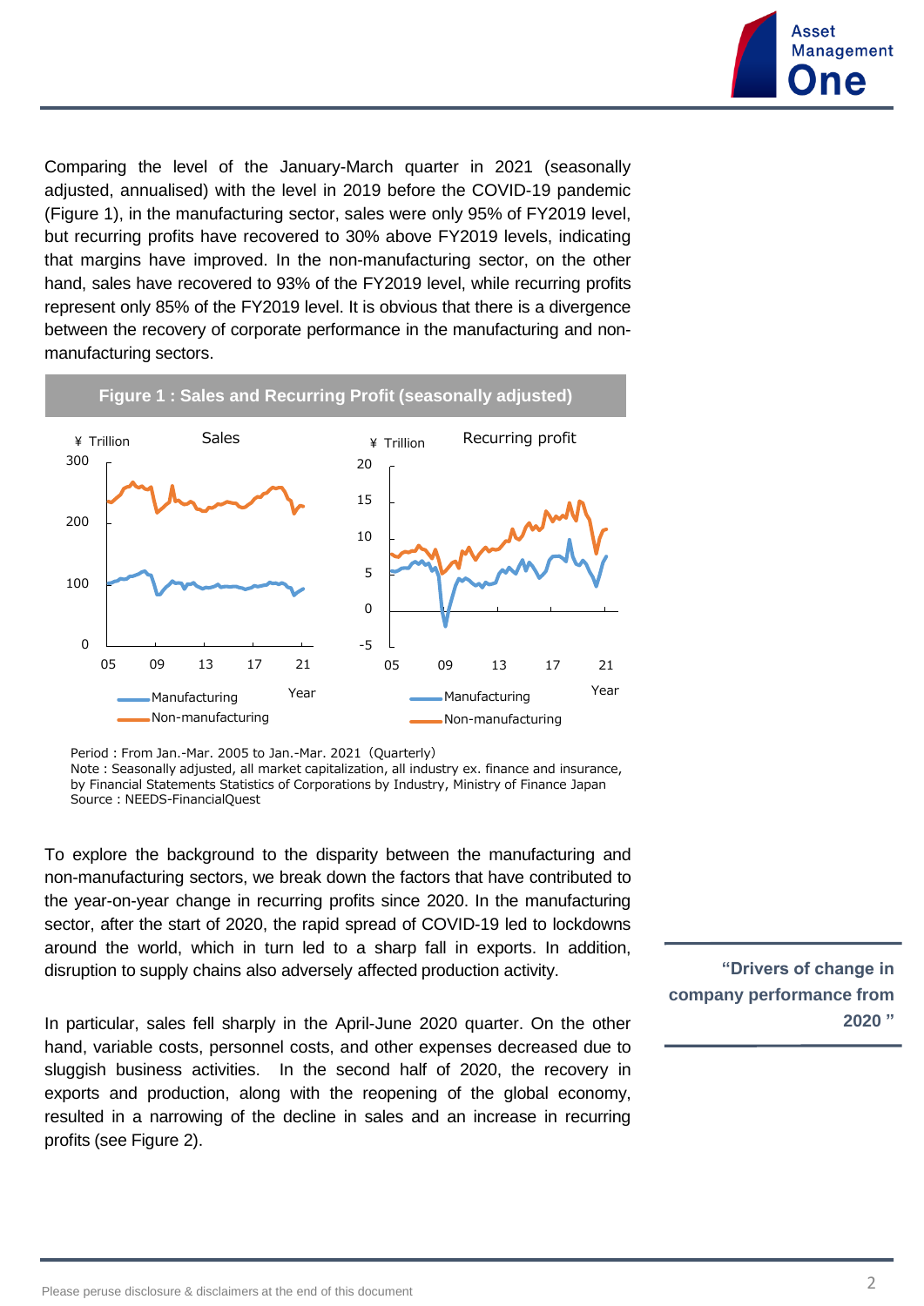Comparing the level of the January-March quarter in 2021 (seasonally adjusted, annualised) with the level in 2019 before the COVID-19 pandemic (Figure 1), in the manufacturing sector, sales were only 95% of FY2019 level, but recurring profits have recovered to 30% above FY2019 levels, indicating that margins have improved. In the non-manufacturing sector, on the other hand, sales have recovered to 93% of the FY2019 level, while recurring profits represent only 85% of the FY2019 level. It is obvious that there is a divergence between the recovery of corporate performance in the manufacturing and non-manufacturing sectors.

**Figure 1 : Sales and Recurring Profit (seasonally adjusted)**

Period : From Jan.-Mar. 2005 to Jan.-Mar. 2021（Quarterly）
Note : Seasonally adjusted, all market capitalization, all industry ex. finance and insurance, by Financial Statements Statistics of Corporations by Industry, Ministry of Finance Japan
Source : NEEDS-FinancialQuest

To explore the background to the disparity between the manufacturing and non-manufacturing sectors, we break down the factors that have contributed to the year-on-year change in recurring profits since 2020. In the manufacturing sector, after the start of 2020, the rapid spread of COVID-19 led to lockdowns around the world, which in turn led to a sharp fall in exports. In addition, disruption to supply chains also adversely affected production activity.

**"Drivers of change in company performance from 2020"**

In particular, sales fell sharply in the April-June 2020 quarter. On the other hand, variable costs, personnel costs, and other expenses decreased due to sluggish business activities. In the second half of 2020, the recovery in exports and production, along with the reopening of the global economy, resulted in a narrowing of the decline in sales and an increase in recurring profits (see Figure 2).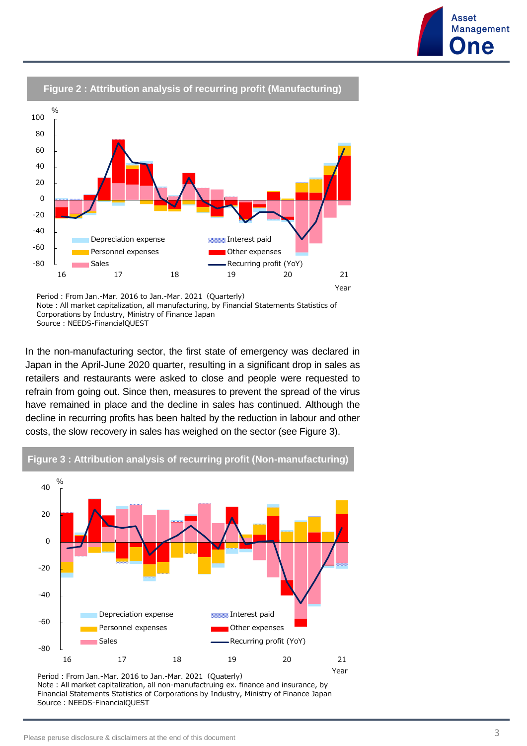**Figure 2 : Attribution analysis of recurring profit (Manufacturing)**

Period : From Jan.-Mar. 2016 to Jan.-Mar. 2021（Quarterly）
Note : All market capitalization, all manufacturing, by Financial Statements Statistics of Corporations by Industry, Ministry of Finance Japan
Source : NEEDS-FinancialQUEST

In the non-manufacturing sector, the first state of emergency was declared in Japan in the April-June 2020 quarter, resulting in a significant drop in sales as retailers and restaurants were asked to close and people were requested to refrain from going out. Since then, measures to prevent the spread of the virus have remained in place and the decline in sales has continued. Although the decline in recurring profits has been halted by the reduction in labour and other costs, the slow recovery in sales has weighed on the sector (see Figure 3).

**Figure 3 : Attribution analysis of recurring profit (Non-manufacturing)**

Period : From Jan.-Mar. 2016 to Jan.-Mar. 2021（Quaterly）
Note : All market capitalization, all non-manufactruing ex. finance and insurance, by Financial Statements Statistics of Corporations by Industry, Ministry of Finance Japan
Source : NEEDS-FinancialQUEST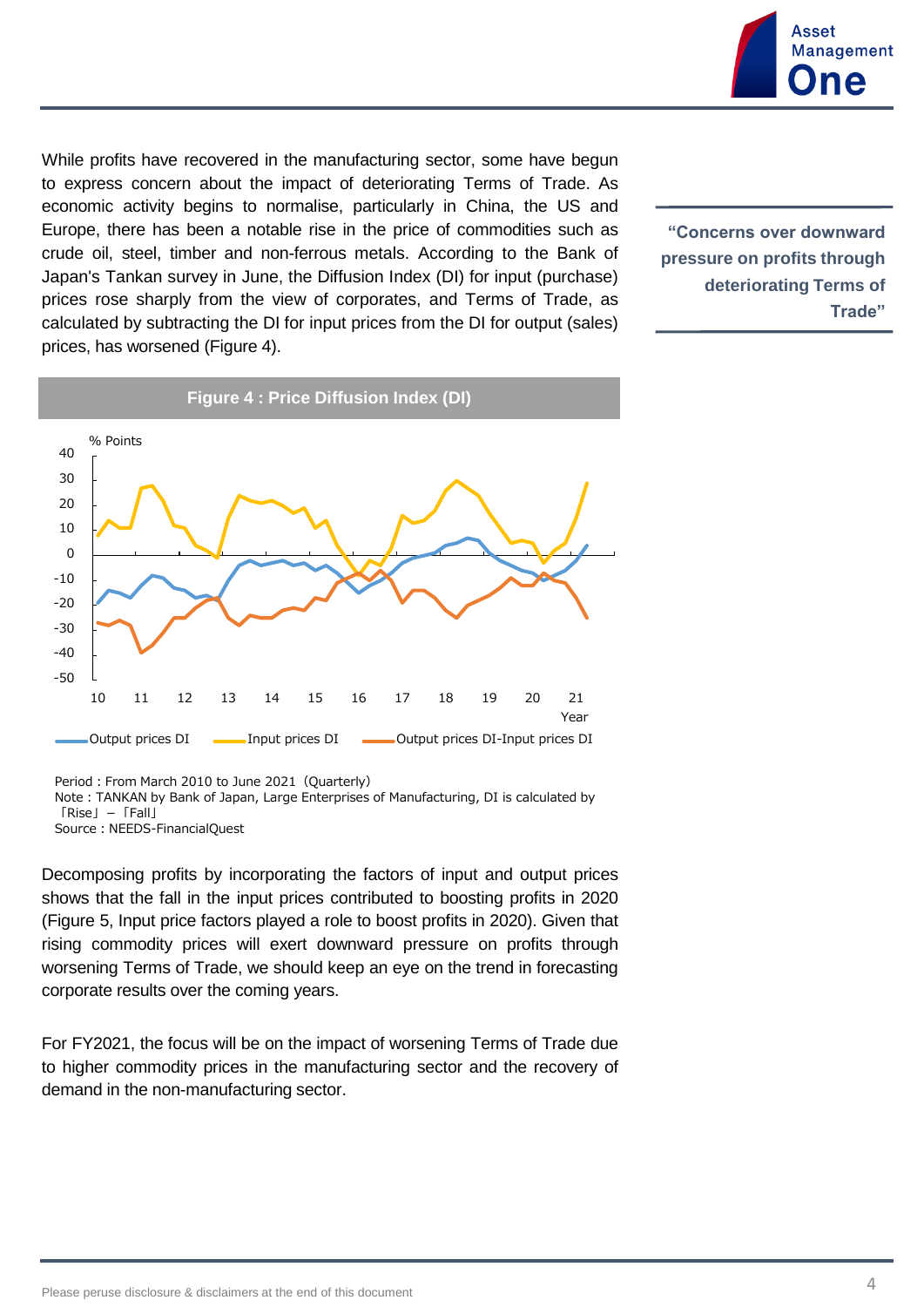While profits have recovered in the manufacturing sector, some have begun to express concern about the impact of deteriorating Terms of Trade. As economic activity begins to normalise, particularly in China, the US and Europe, there has been a notable rise in the price of commodities such as crude oil, steel, timber and non-ferrous metals. According to the Bank of Japan's Tankan survey in June, the Diffusion Index (DI) for input (purchase) prices rose sharply from the view of corporates, and Terms of Trade, as calculated by subtracting the DI for input prices from the DI for output (sales) prices, has worsened (Figure 4).

**"Concerns over downward pressure on profits through deteriorating Terms of Trade"**

**Figure 4 : Price Diffusion Index (DI)**

% Points

Legend: Output prices DI, Input prices DI, Output prices DI-Input prices DI

Period : From March 2010 to June 2021 (Quarterly)
Note : TANKAN by Bank of Japan, Large Enterprises of Manufacturing, DI is calculated by 「Rise」－「Fall」
Source : NEEDS-FinancialQuest

Decomposing profits by incorporating the factors of input and output prices shows that the fall in the input prices contributed to boosting profits in 2020 (Figure 5, Input price factors played a role to boost profits in 2020). Given that rising commodity prices will exert downward pressure on profits through worsening Terms of Trade, we should keep an eye on the trend in forecasting corporate results over the coming years.

For FY2021, the focus will be on the impact of worsening Terms of Trade due to higher commodity prices in the manufacturing sector and the recovery of demand in the non-manufacturing sector.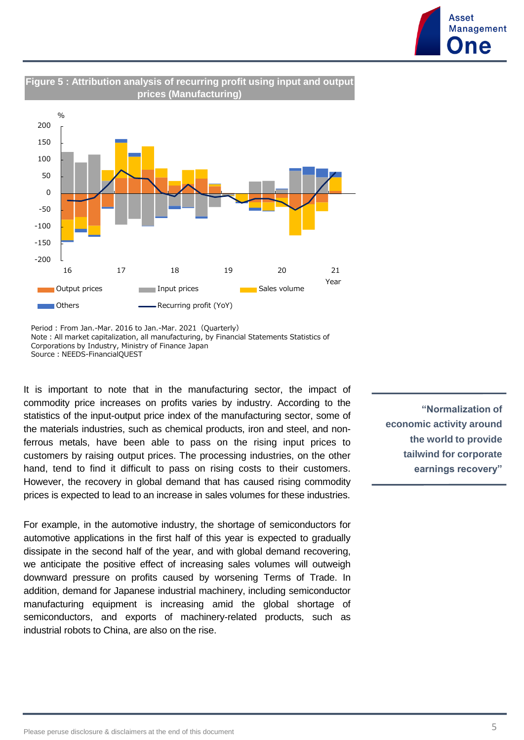**Figure 5 : Attribution analysis of recurring profit using input and output prices (Manufacturing)**

Period : From Jan.-Mar. 2016 to Jan.-Mar. 2021（Quarterly）
Note : All market capitalization, all manufacturing, by Financial Statements Statistics of Corporations by Industry, Ministry of Finance Japan
Source : NEEDS-FinancialQUEST

It is important to note that in the manufacturing sector, the impact of commodity price increases on profits varies by industry. According to the statistics of the input-output price index of the manufacturing sector, some of the materials industries, such as chemical products, iron and steel, and non-ferrous metals, have been able to pass on the rising input prices to customers by raising output prices. The processing industries, on the other hand, tend to find it difficult to pass on rising costs to their customers. However, the recovery in global demand that has caused rising commodity prices is expected to lead to an increase in sales volumes for these industries.

For example, in the automotive industry, the shortage of semiconductors for automotive applications in the first half of this year is expected to gradually dissipate in the second half of the year, and with global demand recovering, we anticipate the positive effect of increasing sales volumes will outweigh downward pressure on profits caused by worsening Terms of Trade. In addition, demand for Japanese industrial machinery, including semiconductor manufacturing equipment is increasing amid the global shortage of semiconductors, and exports of machinery-related products, such as industrial robots to China, are also on the rise.

> **"Normalization of economic activity around the world to provide tailwind for corporate earnings recovery"**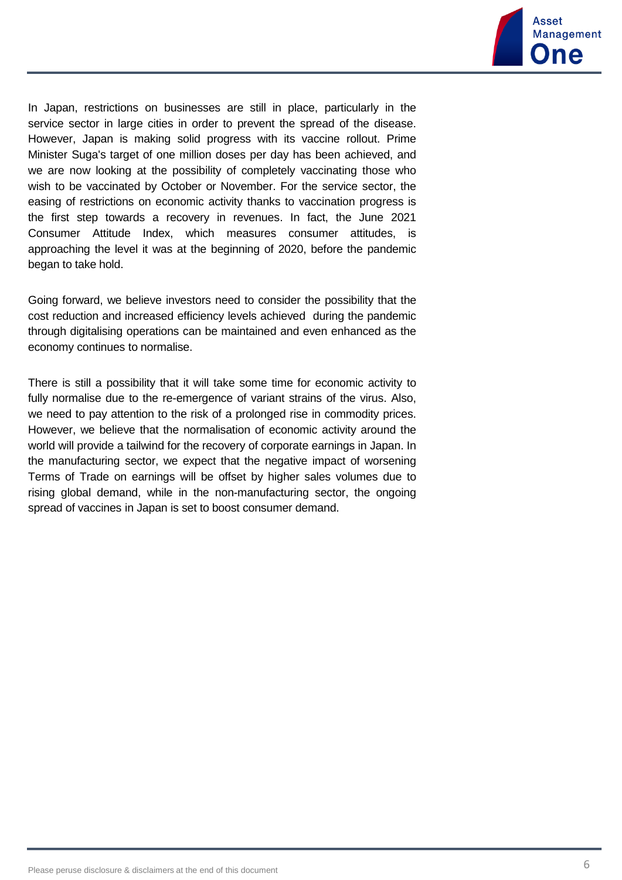In Japan, restrictions on businesses are still in place, particularly in the service sector in large cities in order to prevent the spread of the disease. However, Japan is making solid progress with its vaccine rollout. Prime Minister Suga's target of one million doses per day has been achieved, and we are now looking at the possibility of completely vaccinating those who wish to be vaccinated by October or November. For the service sector, the easing of restrictions on economic activity thanks to vaccination progress is the first step towards a recovery in revenues. In fact, the June 2021 Consumer Attitude Index, which measures consumer attitudes, is approaching the level it was at the beginning of 2020, before the pandemic began to take hold.

Going forward, we believe investors need to consider the possibility that the cost reduction and increased efficiency levels achieved during the pandemic through digitalising operations can be maintained and even enhanced as the economy continues to normalise.

There is still a possibility that it will take some time for economic activity to fully normalise due to the re-emergence of variant strains of the virus. Also, we need to pay attention to the risk of a prolonged rise in commodity prices. However, we believe that the normalisation of economic activity around the world will provide a tailwind for the recovery of corporate earnings in Japan. In the manufacturing sector, we expect that the negative impact of worsening Terms of Trade on earnings will be offset by higher sales volumes due to rising global demand, while in the non-manufacturing sector, the ongoing spread of vaccines in Japan is set to boost consumer demand.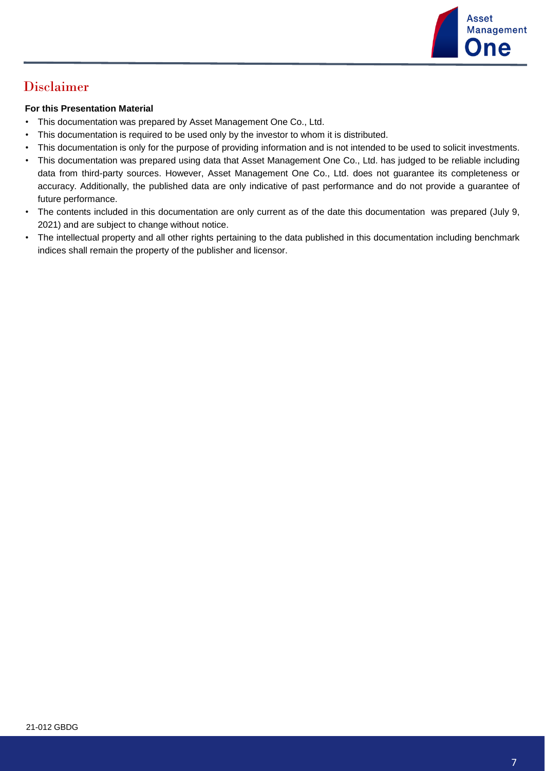# Disclaimer

**For this Presentation Material**

- This documentation was prepared by Asset Management One Co., Ltd.
- This documentation is required to be used only by the investor to whom it is distributed.
- This documentation is only for the purpose of providing information and is not intended to be used to solicit investments.
- This documentation was prepared using data that Asset Management One Co., Ltd. has judged to be reliable including data from third-party sources. However, Asset Management One Co., Ltd. does not guarantee its completeness or accuracy. Additionally, the published data are only indicative of past performance and do not provide a guarantee of future performance.
- The contents included in this documentation are only current as of the date this documentation was prepared (July 9, 2021) and are subject to change without notice.
- The intellectual property and all other rights pertaining to the data published in this documentation including benchmark indices shall remain the property of the publisher and licensor.

21-012 GBDG